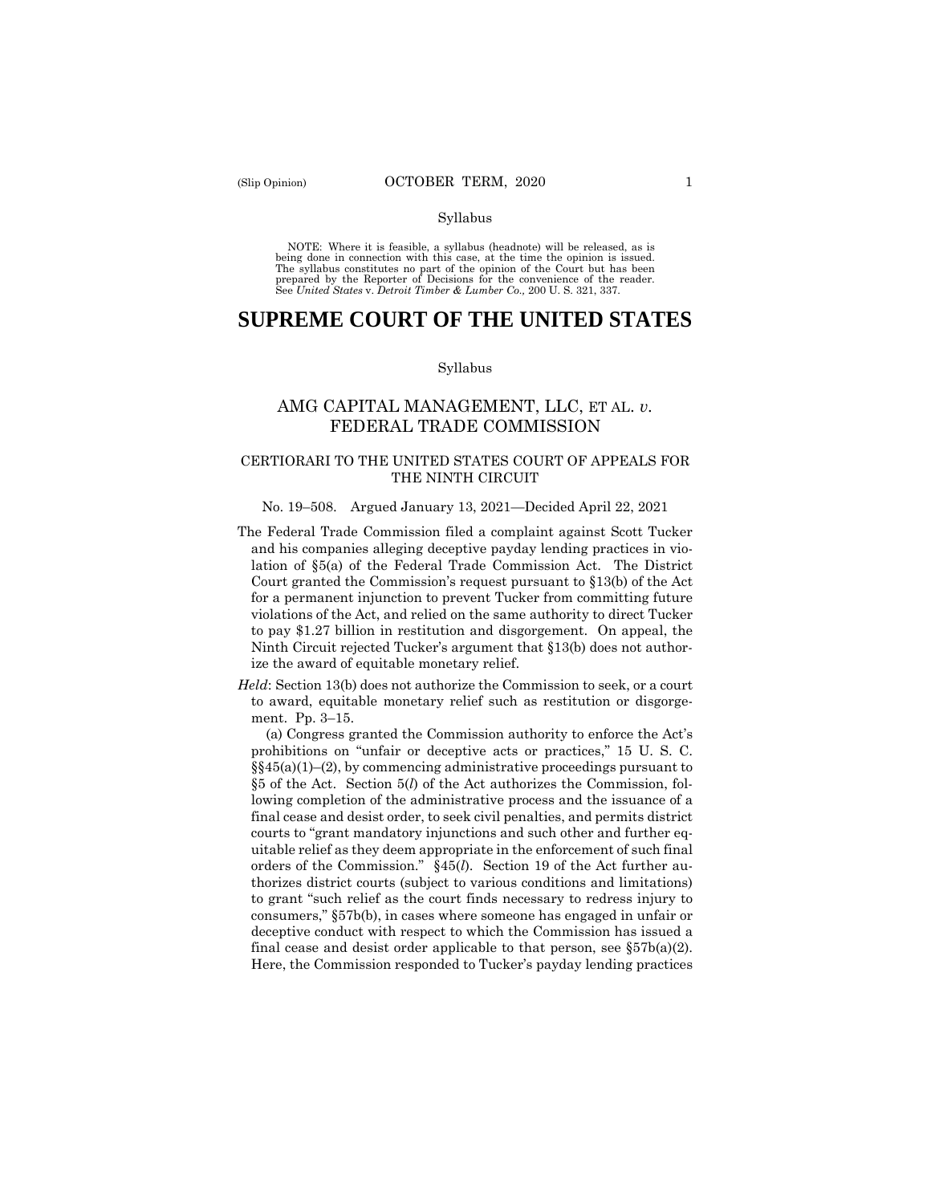Syllabus

NOTE: Where it is feasible, a syllabus (headnote) will be released, as is being done in connection with this case, at the time the opinion is issued. The syllabus constitutes no part of the opinion of the Court but has been prepared by the Reporter of Decisions for the convenience of the reader. See *United States* v. *Detroit Timber & Lumber Co.,* 200 U. S. 321, 337.

# SUPREME COURT OF THE UNITED STATES

Syllabus

## AMG CAPITAL MANAGEMENT, LLC, ET AL. *v*. FEDERAL TRADE COMMISSION

### CERTIORARI TO THE UNITED STATES COURT OF APPEALS FOR THE NINTH CIRCUIT

No. 19–508. Argued January 13, 2021—Decided April 22, 2021

The Federal Trade Commission filed a complaint against Scott Tucker and his companies alleging deceptive payday lending practices in violation of §5(a) of the Federal Trade Commission Act. The District Court granted the Commission's request pursuant to §13(b) of the Act for a permanent injunction to prevent Tucker from committing future violations of the Act, and relied on the same authority to direct Tucker to pay $1.27 billion in restitution and disgorgement. On appeal, the Ninth Circuit rejected Tucker's argument that §13(b) does not authorize the award of equitable monetary relief.

*Held*: Section 13(b) does not authorize the Commission to seek, or a court to award, equitable monetary relief such as restitution or disgorgement. Pp. 3–15.

(a) Congress granted the Commission authority to enforce the Act's prohibitions on "unfair or deceptive acts or practices," 15 U. S. C. §§45(a)(1)–(2), by commencing administrative proceedings pursuant to §5 of the Act. Section 5(*l*) of the Act authorizes the Commission, following completion of the administrative process and the issuance of a final cease and desist order, to seek civil penalties, and permits district courts to "grant mandatory injunctions and such other and further equitable relief as they deem appropriate in the enforcement of such final orders of the Commission." §45(*l*). Section 19 of the Act further authorizes district courts (subject to various conditions and limitations) to grant "such relief as the court finds necessary to redress injury to consumers," §57b(b), in cases where someone has engaged in unfair or deceptive conduct with respect to which the Commission has issued a final cease and desist order applicable to that person, see §57b(a)(2). Here, the Commission responded to Tucker's payday lending practices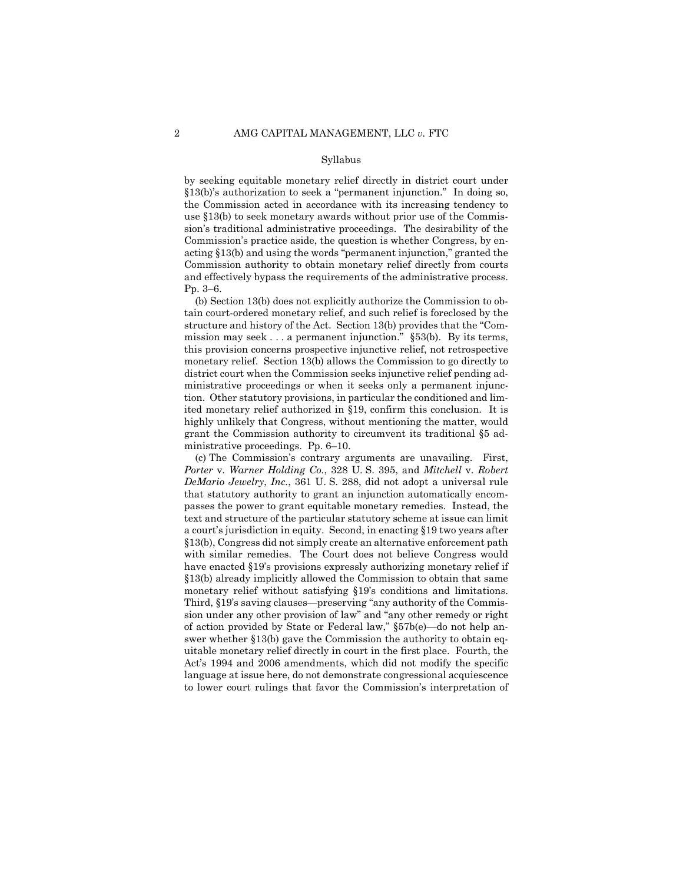Syllabus

by seeking equitable monetary relief directly in district court under §13(b)'s authorization to seek a "permanent injunction." In doing so, the Commission acted in accordance with its increasing tendency to use §13(b) to seek monetary awards without prior use of the Commission's traditional administrative proceedings. The desirability of the Commission's practice aside, the question is whether Congress, by enacting §13(b) and using the words "permanent injunction," granted the Commission authority to obtain monetary relief directly from courts and effectively bypass the requirements of the administrative process. Pp. 3–6.

(b) Section 13(b) does not explicitly authorize the Commission to obtain court-ordered monetary relief, and such relief is foreclosed by the structure and history of the Act. Section 13(b) provides that the "Commission may seek . . . a permanent injunction." §53(b). By its terms, this provision concerns prospective injunctive relief, not retrospective monetary relief. Section 13(b) allows the Commission to go directly to district court when the Commission seeks injunctive relief pending administrative proceedings or when it seeks only a permanent injunction. Other statutory provisions, in particular the conditioned and limited monetary relief authorized in §19, confirm this conclusion. It is highly unlikely that Congress, without mentioning the matter, would grant the Commission authority to circumvent its traditional §5 administrative proceedings. Pp. 6–10.

(c) The Commission's contrary arguments are unavailing. First, *Porter* v. *Warner Holding Co.*, 328 U. S. 395, and *Mitchell* v. *Robert DeMario Jewelry, Inc.*, 361 U. S. 288, did not adopt a universal rule that statutory authority to grant an injunction automatically encompasses the power to grant equitable monetary remedies. Instead, the text and structure of the particular statutory scheme at issue can limit a court's jurisdiction in equity. Second, in enacting §19 two years after §13(b), Congress did not simply create an alternative enforcement path with similar remedies. The Court does not believe Congress would have enacted §19's provisions expressly authorizing monetary relief if §13(b) already implicitly allowed the Commission to obtain that same monetary relief without satisfying §19's conditions and limitations. Third, §19's saving clauses—preserving "any authority of the Commission under any other provision of law" and "any other remedy or right of action provided by State or Federal law," §57b(e)—do not help answer whether §13(b) gave the Commission the authority to obtain equitable monetary relief directly in court in the first place. Fourth, the Act's 1994 and 2006 amendments, which did not modify the specific language at issue here, do not demonstrate congressional acquiescence to lower court rulings that favor the Commission's interpretation of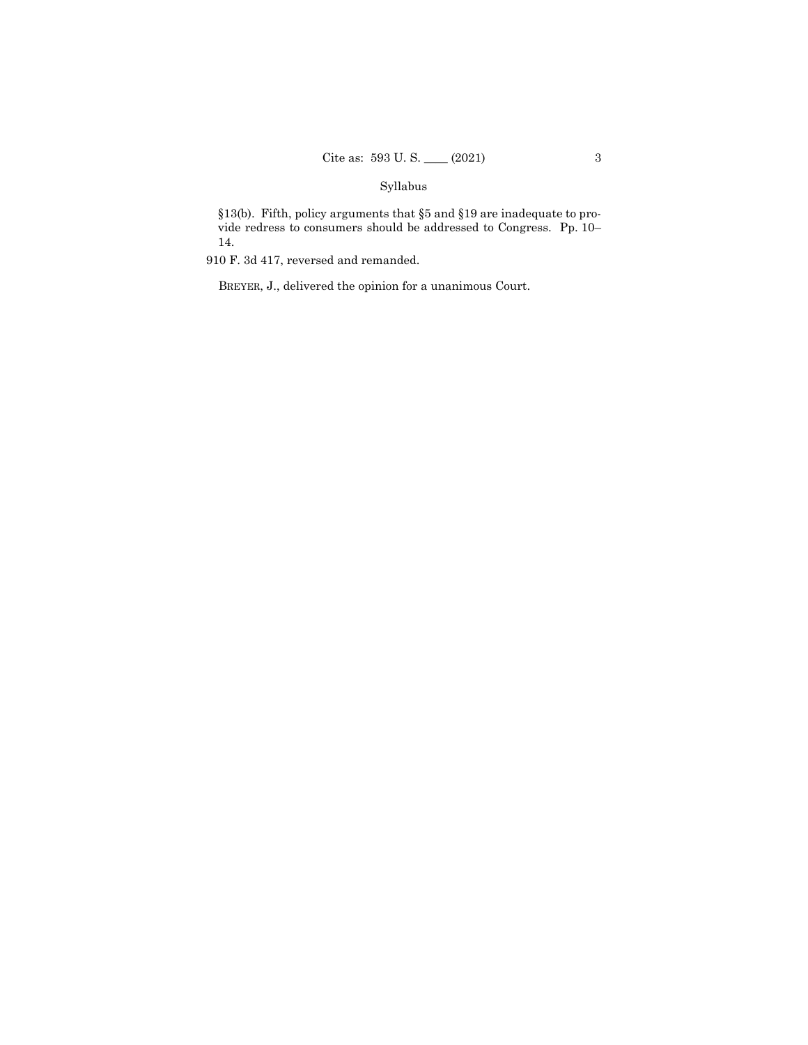§13(b). Fifth, policy arguments that §5 and §19 are inadequate to provide redress to consumers should be addressed to Congress. Pp. 10–14.

910 F. 3d 417, reversed and remanded.

BREYER, J., delivered the opinion for a unanimous Court.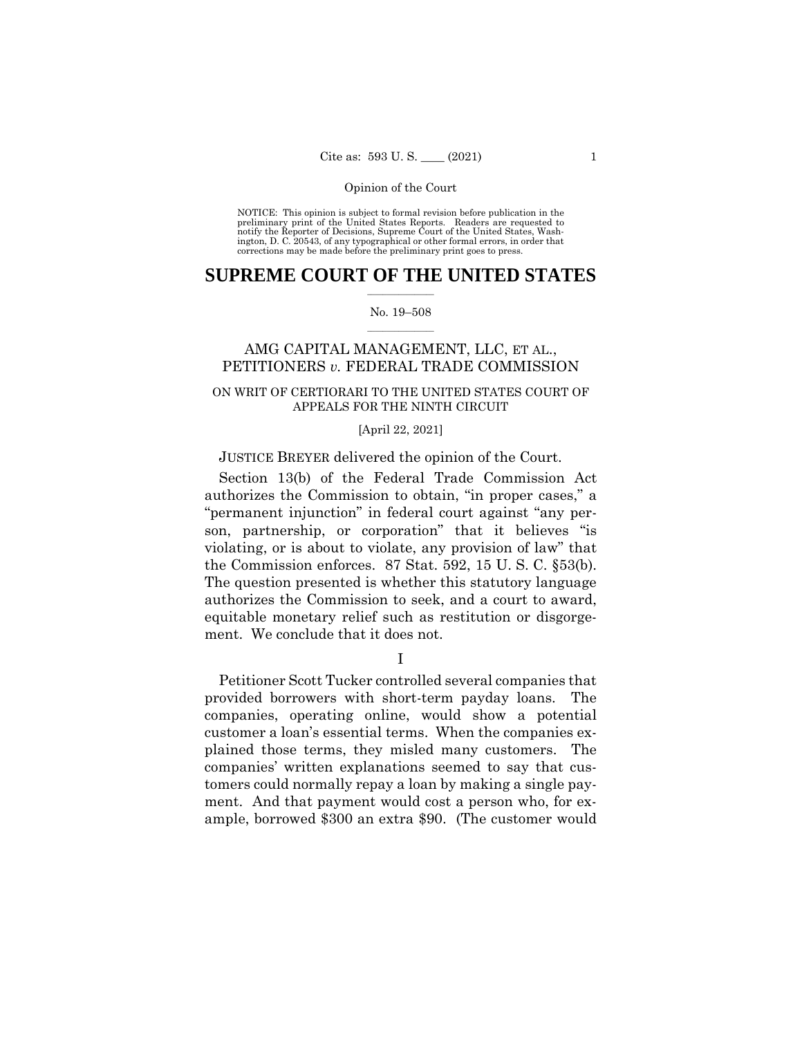Opinion of the Court

NOTICE: This opinion is subject to formal revision before publication in the preliminary print of the United States Reports. Readers are requested to notify the Reporter of Decisions, Supreme Court of the United States, Washington, D. C. 20543, of any typographical or other formal errors, in order that corrections may be made before the preliminary print goes to press.

# SUPREME COURT OF THE UNITED STATES

No. 19–508

AMG CAPITAL MANAGEMENT, LLC, ET AL., PETITIONERS *v.* FEDERAL TRADE COMMISSION

ON WRIT OF CERTIORARI TO THE UNITED STATES COURT OF APPEALS FOR THE NINTH CIRCUIT

[April 22, 2021]

JUSTICE BREYER delivered the opinion of the Court.

Section 13(b) of the Federal Trade Commission Act authorizes the Commission to obtain, "in proper cases," a "permanent injunction" in federal court against "any person, partnership, or corporation" that it believes "is violating, or is about to violate, any provision of law" that the Commission enforces. 87 Stat. 592, 15 U. S. C. §53(b). The question presented is whether this statutory language authorizes the Commission to seek, and a court to award, equitable monetary relief such as restitution or disgorgement. We conclude that it does not.

I

Petitioner Scott Tucker controlled several companies that provided borrowers with short-term payday loans. The companies, operating online, would show a potential customer a loan's essential terms. When the companies explained those terms, they misled many customers. The companies' written explanations seemed to say that customers could normally repay a loan by making a single payment. And that payment would cost a person who, for example, borrowed $300 an extra $90. (The customer would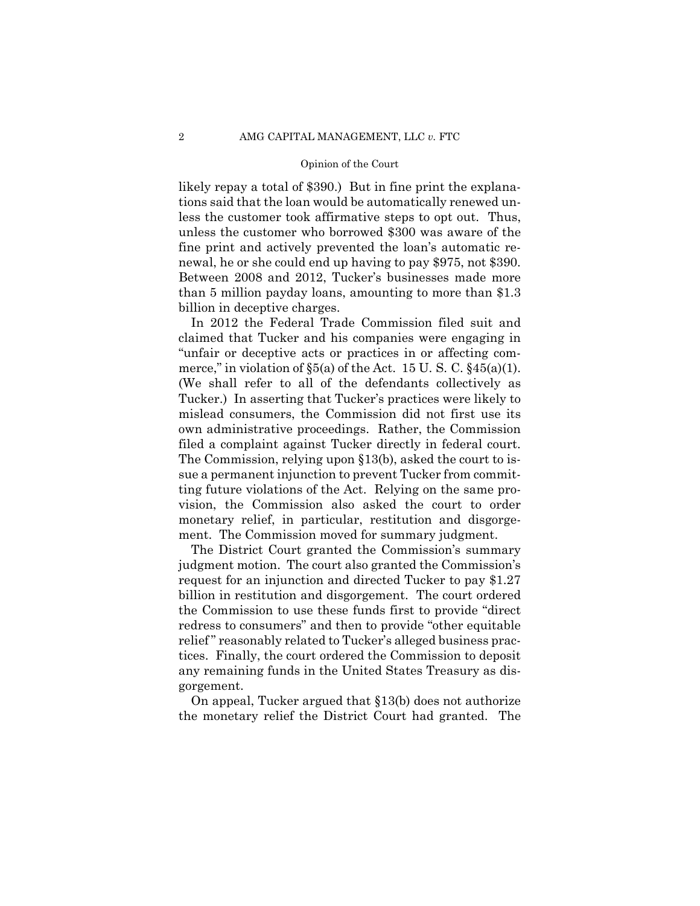likely repay a total of $390.) But in fine print the explanations said that the loan would be automatically renewed unless the customer took affirmative steps to opt out. Thus, unless the customer who borrowed $300 was aware of the fine print and actively prevented the loan's automatic renewal, he or she could end up having to pay $975, not $390. Between 2008 and 2012, Tucker's businesses made more than 5 million payday loans, amounting to more than $1.3 billion in deceptive charges.

In 2012 the Federal Trade Commission filed suit and claimed that Tucker and his companies were engaging in "unfair or deceptive acts or practices in or affecting commerce," in violation of §5(a) of the Act. 15 U. S. C. §45(a)(1). (We shall refer to all of the defendants collectively as Tucker.) In asserting that Tucker's practices were likely to mislead consumers, the Commission did not first use its own administrative proceedings. Rather, the Commission filed a complaint against Tucker directly in federal court. The Commission, relying upon §13(b), asked the court to issue a permanent injunction to prevent Tucker from committing future violations of the Act. Relying on the same provision, the Commission also asked the court to order monetary relief, in particular, restitution and disgorgement. The Commission moved for summary judgment.

The District Court granted the Commission's summary judgment motion. The court also granted the Commission's request for an injunction and directed Tucker to pay $1.27 billion in restitution and disgorgement. The court ordered the Commission to use these funds first to provide "direct redress to consumers" and then to provide "other equitable relief" reasonably related to Tucker's alleged business practices. Finally, the court ordered the Commission to deposit any remaining funds in the United States Treasury as disgorgement.

On appeal, Tucker argued that §13(b) does not authorize the monetary relief the District Court had granted. The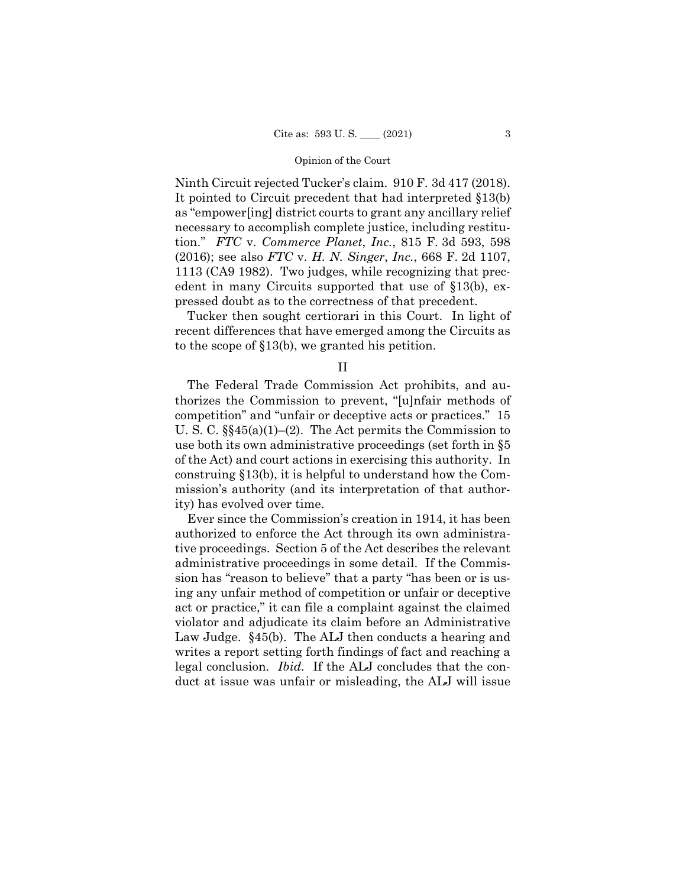Ninth Circuit rejected Tucker's claim. 910 F. 3d 417 (2018). It pointed to Circuit precedent that had interpreted §13(b) as "empower[ing] district courts to grant any ancillary relief necessary to accomplish complete justice, including restitution." *FTC* v. *Commerce Planet*, *Inc.*, 815 F. 3d 593, 598 (2016); see also *FTC* v. *H. N. Singer*, *Inc.*, 668 F. 2d 1107, 1113 (CA9 1982). Two judges, while recognizing that precedent in many Circuits supported that use of §13(b), expressed doubt as to the correctness of that precedent.

Tucker then sought certiorari in this Court. In light of recent differences that have emerged among the Circuits as to the scope of §13(b), we granted his petition.

## II

The Federal Trade Commission Act prohibits, and authorizes the Commission to prevent, "[u]nfair methods of competition" and "unfair or deceptive acts or practices." 15 U. S. C. §§45(a)(1)–(2). The Act permits the Commission to use both its own administrative proceedings (set forth in §5 of the Act) and court actions in exercising this authority. In construing §13(b), it is helpful to understand how the Commission's authority (and its interpretation of that authority) has evolved over time.

Ever since the Commission's creation in 1914, it has been authorized to enforce the Act through its own administrative proceedings. Section 5 of the Act describes the relevant administrative proceedings in some detail. If the Commission has "reason to believe" that a party "has been or is using any unfair method of competition or unfair or deceptive act or practice," it can file a complaint against the claimed violator and adjudicate its claim before an Administrative Law Judge. §45(b). The ALJ then conducts a hearing and writes a report setting forth findings of fact and reaching a legal conclusion. *Ibid.* If the ALJ concludes that the conduct at issue was unfair or misleading, the ALJ will issue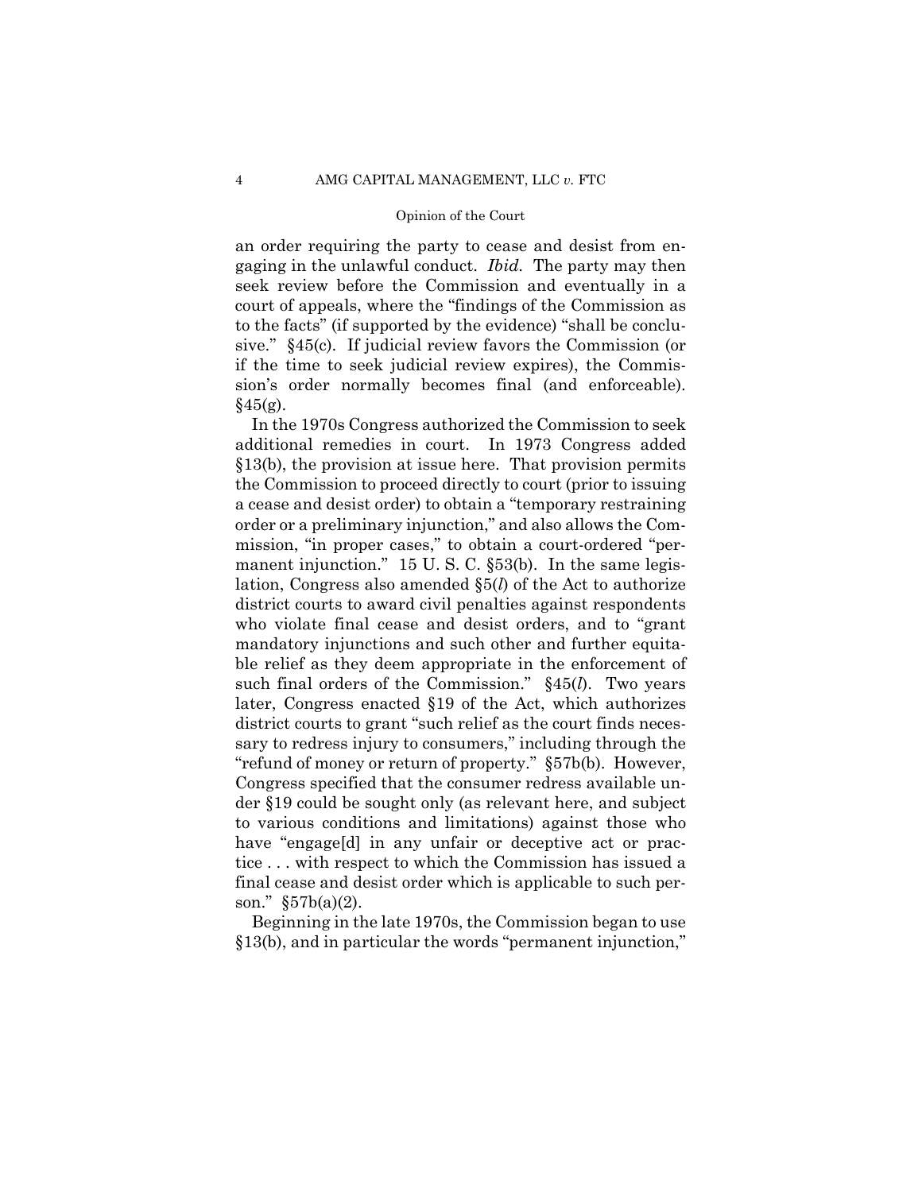an order requiring the party to cease and desist from engaging in the unlawful conduct. *Ibid.* The party may then seek review before the Commission and eventually in a court of appeals, where the "findings of the Commission as to the facts" (if supported by the evidence) "shall be conclusive." §45(c). If judicial review favors the Commission (or if the time to seek judicial review expires), the Commission's order normally becomes final (and enforceable). §45(g).

In the 1970s Congress authorized the Commission to seek additional remedies in court. In 1973 Congress added §13(b), the provision at issue here. That provision permits the Commission to proceed directly to court (prior to issuing a cease and desist order) to obtain a "temporary restraining order or a preliminary injunction," and also allows the Commission, "in proper cases," to obtain a court-ordered "permanent injunction." 15 U. S. C. §53(b). In the same legislation, Congress also amended §5(*l*) of the Act to authorize district courts to award civil penalties against respondents who violate final cease and desist orders, and to "grant mandatory injunctions and such other and further equitable relief as they deem appropriate in the enforcement of such final orders of the Commission." §45(*l*). Two years later, Congress enacted §19 of the Act, which authorizes district courts to grant "such relief as the court finds necessary to redress injury to consumers," including through the "refund of money or return of property." §57b(b). However, Congress specified that the consumer redress available under §19 could be sought only (as relevant here, and subject to various conditions and limitations) against those who have "engage[d] in any unfair or deceptive act or practice . . . with respect to which the Commission has issued a final cease and desist order which is applicable to such person." §57b(a)(2).

Beginning in the late 1970s, the Commission began to use §13(b), and in particular the words "permanent injunction,"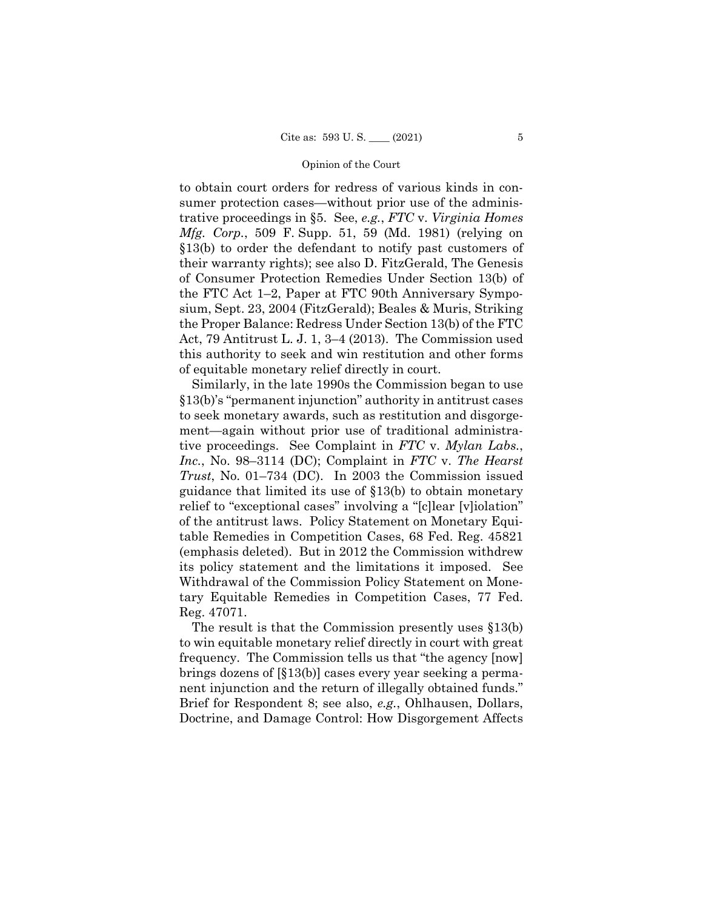to obtain court orders for redress of various kinds in consumer protection cases—without prior use of the administrative proceedings in §5. See, *e.g.*, *FTC* v. *Virginia Homes Mfg. Corp.*, 509 F. Supp. 51, 59 (Md. 1981) (relying on §13(b) to order the defendant to notify past customers of their warranty rights); see also D. FitzGerald, The Genesis of Consumer Protection Remedies Under Section 13(b) of the FTC Act 1–2, Paper at FTC 90th Anniversary Symposium, Sept. 23, 2004 (FitzGerald); Beales & Muris, Striking the Proper Balance: Redress Under Section 13(b) of the FTC Act, 79 Antitrust L. J. 1, 3–4 (2013). The Commission used this authority to seek and win restitution and other forms of equitable monetary relief directly in court.

Similarly, in the late 1990s the Commission began to use §13(b)'s "permanent injunction" authority in antitrust cases to seek monetary awards, such as restitution and disgorgement—again without prior use of traditional administrative proceedings. See Complaint in *FTC* v. *Mylan Labs., Inc.*, No. 98–3114 (DC); Complaint in *FTC* v. *The Hearst Trust*, No. 01–734 (DC). In 2003 the Commission issued guidance that limited its use of §13(b) to obtain monetary relief to "exceptional cases" involving a "[c]lear [v]iolation" of the antitrust laws. Policy Statement on Monetary Equitable Remedies in Competition Cases, 68 Fed. Reg. 45821 (emphasis deleted). But in 2012 the Commission withdrew its policy statement and the limitations it imposed. See Withdrawal of the Commission Policy Statement on Monetary Equitable Remedies in Competition Cases, 77 Fed. Reg. 47071.

The result is that the Commission presently uses §13(b) to win equitable monetary relief directly in court with great frequency. The Commission tells us that "the agency [now] brings dozens of [§13(b)] cases every year seeking a permanent injunction and the return of illegally obtained funds." Brief for Respondent 8; see also, *e.g.*, Ohlhausen, Dollars, Doctrine, and Damage Control: How Disgorgement Affects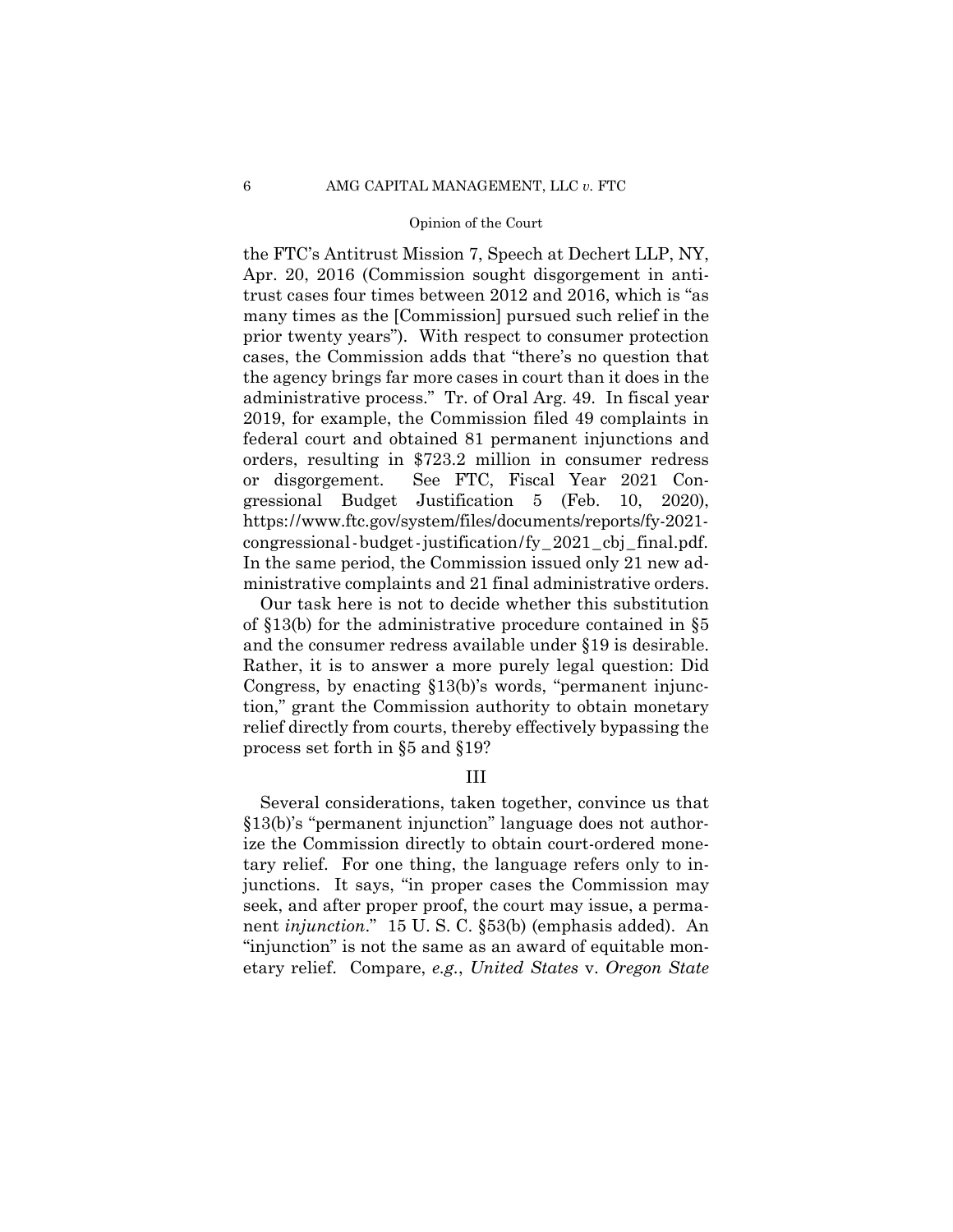the FTC's Antitrust Mission 7, Speech at Dechert LLP, NY, Apr. 20, 2016 (Commission sought disgorgement in antitrust cases four times between 2012 and 2016, which is "as many times as the [Commission] pursued such relief in the prior twenty years"). With respect to consumer protection cases, the Commission adds that "there's no question that the agency brings far more cases in court than it does in the administrative process." Tr. of Oral Arg. 49. In fiscal year 2019, for example, the Commission filed 49 complaints in federal court and obtained 81 permanent injunctions and orders, resulting in $723.2 million in consumer redress or disgorgement. See FTC, Fiscal Year 2021 Congressional Budget Justification 5 (Feb. 10, 2020), https://www.ftc.gov/system/files/documents/reports/fy-2021-congressional-budget-justification/fy_2021_cbj_final.pdf. In the same period, the Commission issued only 21 new administrative complaints and 21 final administrative orders.

Our task here is not to decide whether this substitution of §13(b) for the administrative procedure contained in §5 and the consumer redress available under §19 is desirable. Rather, it is to answer a more purely legal question: Did Congress, by enacting §13(b)'s words, "permanent injunction," grant the Commission authority to obtain monetary relief directly from courts, thereby effectively bypassing the process set forth in §5 and §19?

## III

Several considerations, taken together, convince us that §13(b)'s "permanent injunction" language does not authorize the Commission directly to obtain court-ordered monetary relief. For one thing, the language refers only to injunctions. It says, "in proper cases the Commission may seek, and after proper proof, the court may issue, a permanent *injunction*." 15 U. S. C. §53(b) (emphasis added). An "injunction" is not the same as an award of equitable monetary relief. Compare, *e.g.*, *United States* v. *Oregon State*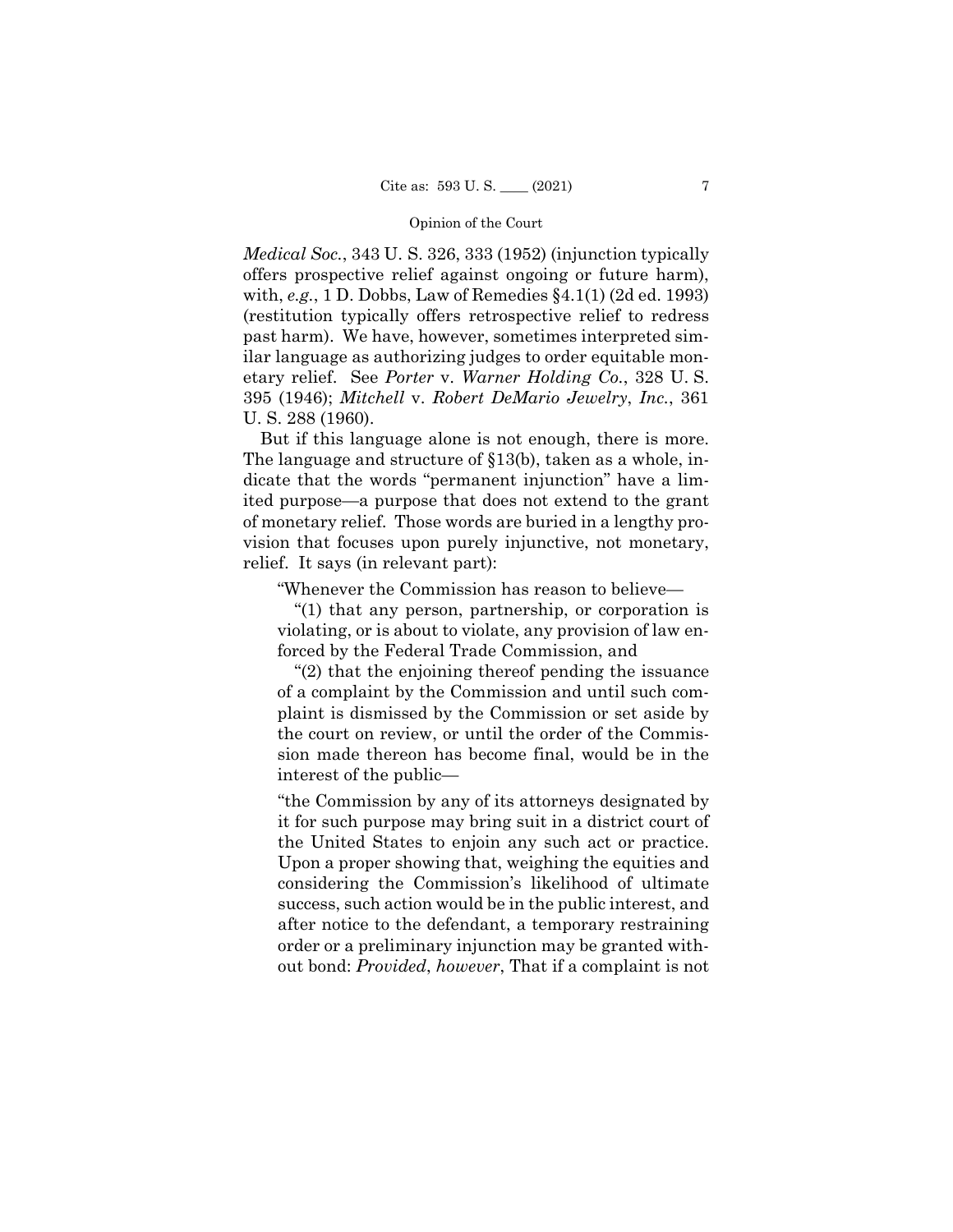*Medical Soc.*, 343 U. S. 326, 333 (1952) (injunction typically offers prospective relief against ongoing or future harm), with, *e.g.*, 1 D. Dobbs, Law of Remedies §4.1(1) (2d ed. 1993) (restitution typically offers retrospective relief to redress past harm). We have, however, sometimes interpreted similar language as authorizing judges to order equitable monetary relief. See *Porter* v. *Warner Holding Co.*, 328 U. S. 395 (1946); *Mitchell* v. *Robert DeMario Jewelry*, *Inc.*, 361 U. S. 288 (1960).

But if this language alone is not enough, there is more. The language and structure of §13(b), taken as a whole, indicate that the words "permanent injunction" have a limited purpose—a purpose that does not extend to the grant of monetary relief. Those words are buried in a lengthy provision that focuses upon purely injunctive, not monetary, relief. It says (in relevant part):

> "Whenever the Commission has reason to believe—
>
> "(1) that any person, partnership, or corporation is violating, or is about to violate, any provision of law enforced by the Federal Trade Commission, and
>
> "(2) that the enjoining thereof pending the issuance of a complaint by the Commission and until such complaint is dismissed by the Commission or set aside by the court on review, or until the order of the Commission made thereon has become final, would be in the interest of the public—
>
> "the Commission by any of its attorneys designated by it for such purpose may bring suit in a district court of the United States to enjoin any such act or practice. Upon a proper showing that, weighing the equities and considering the Commission's likelihood of ultimate success, such action would be in the public interest, and after notice to the defendant, a temporary restraining order or a preliminary injunction may be granted without bond: *Provided*, *however*, That if a complaint is not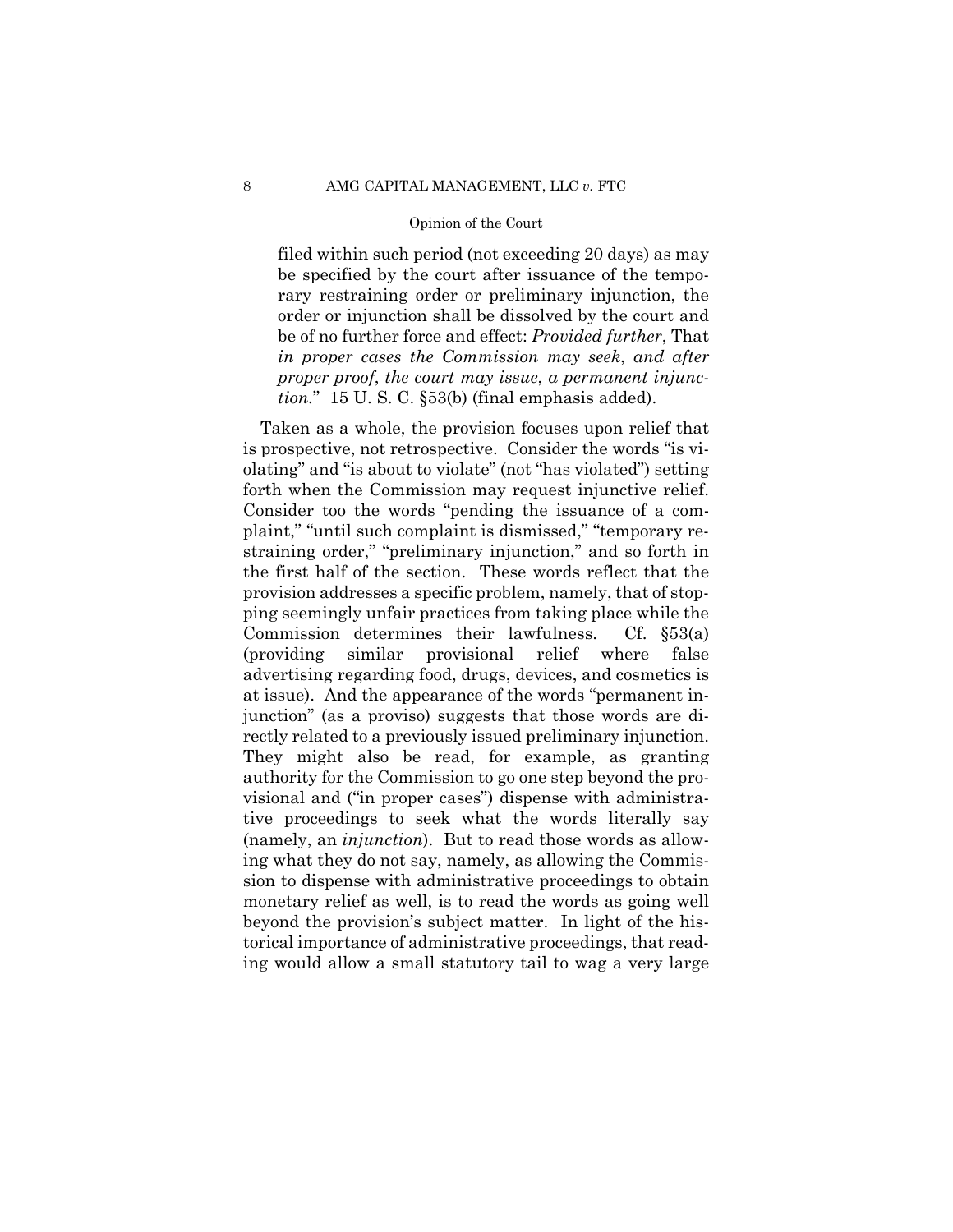filed within such period (not exceeding 20 days) as may be specified by the court after issuance of the temporary restraining order or preliminary injunction, the order or injunction shall be dissolved by the court and be of no further force and effect: *Provided further*, That *in proper cases the Commission may seek*, *and after proper proof*, *the court may issue*, *a permanent injunction*." 15 U. S. C. §53(b) (final emphasis added).

Taken as a whole, the provision focuses upon relief that is prospective, not retrospective. Consider the words "is violating" and "is about to violate" (not "has violated") setting forth when the Commission may request injunctive relief. Consider too the words "pending the issuance of a complaint," "until such complaint is dismissed," "temporary restraining order," "preliminary injunction," and so forth in the first half of the section. These words reflect that the provision addresses a specific problem, namely, that of stopping seemingly unfair practices from taking place while the Commission determines their lawfulness. Cf. §53(a) (providing similar provisional relief where false advertising regarding food, drugs, devices, and cosmetics is at issue). And the appearance of the words "permanent injunction" (as a proviso) suggests that those words are directly related to a previously issued preliminary injunction. They might also be read, for example, as granting authority for the Commission to go one step beyond the provisional and ("in proper cases") dispense with administrative proceedings to seek what the words literally say (namely, an *injunction*). But to read those words as allowing what they do not say, namely, as allowing the Commission to dispense with administrative proceedings to obtain monetary relief as well, is to read the words as going well beyond the provision's subject matter. In light of the historical importance of administrative proceedings, that reading would allow a small statutory tail to wag a very large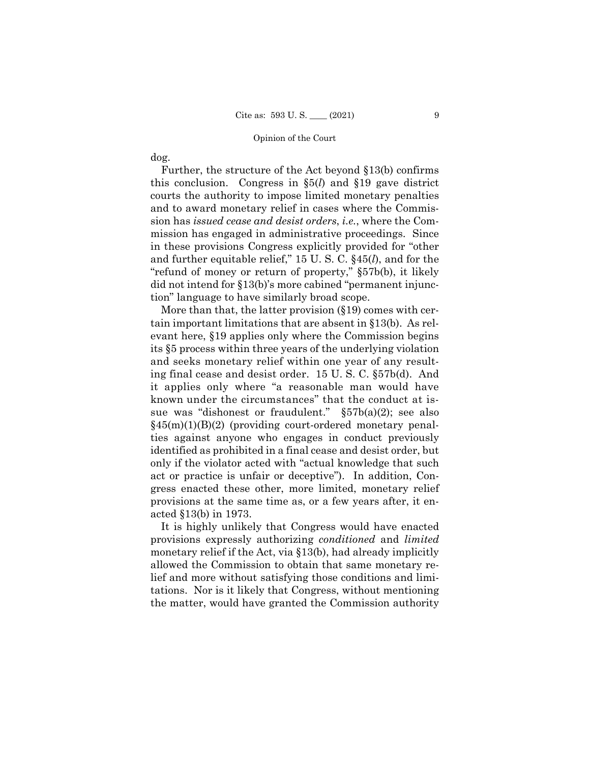dog.

Further, the structure of the Act beyond §13(b) confirms this conclusion. Congress in §5(*l*) and §19 gave district courts the authority to impose limited monetary penalties and to award monetary relief in cases where the Commission has *issued cease and desist orders*, *i.e.*, where the Commission has engaged in administrative proceedings. Since in these provisions Congress explicitly provided for "other and further equitable relief," 15 U. S. C. §45(*l*), and for the "refund of money or return of property," §57b(b), it likely did not intend for §13(b)'s more cabined "permanent injunction" language to have similarly broad scope.

More than that, the latter provision (§19) comes with certain important limitations that are absent in §13(b). As relevant here, §19 applies only where the Commission begins its §5 process within three years of the underlying violation and seeks monetary relief within one year of any resulting final cease and desist order. 15 U. S. C. §57b(d). And it applies only where "a reasonable man would have known under the circumstances" that the conduct at issue was "dishonest or fraudulent." §57b(a)(2); see also §45(m)(1)(B)(2) (providing court-ordered monetary penalties against anyone who engages in conduct previously identified as prohibited in a final cease and desist order, but only if the violator acted with "actual knowledge that such act or practice is unfair or deceptive"). In addition, Congress enacted these other, more limited, monetary relief provisions at the same time as, or a few years after, it enacted §13(b) in 1973.

It is highly unlikely that Congress would have enacted provisions expressly authorizing *conditioned* and *limited* monetary relief if the Act, via §13(b), had already implicitly allowed the Commission to obtain that same monetary relief and more without satisfying those conditions and limitations. Nor is it likely that Congress, without mentioning the matter, would have granted the Commission authority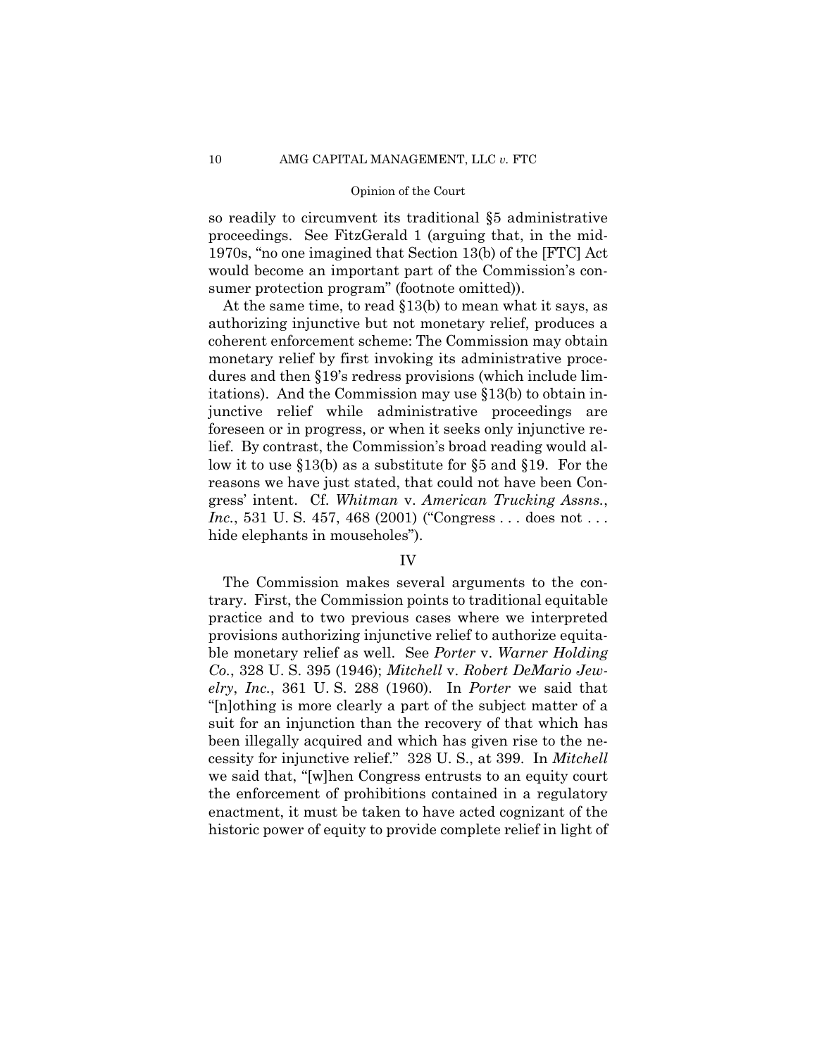so readily to circumvent its traditional §5 administrative proceedings. See FitzGerald 1 (arguing that, in the mid-1970s, "no one imagined that Section 13(b) of the [FTC] Act would become an important part of the Commission's consumer protection program" (footnote omitted)).

At the same time, to read §13(b) to mean what it says, as authorizing injunctive but not monetary relief, produces a coherent enforcement scheme: The Commission may obtain monetary relief by first invoking its administrative procedures and then §19's redress provisions (which include limitations). And the Commission may use §13(b) to obtain injunctive relief while administrative proceedings are foreseen or in progress, or when it seeks only injunctive relief. By contrast, the Commission's broad reading would allow it to use §13(b) as a substitute for §5 and §19. For the reasons we have just stated, that could not have been Congress' intent. Cf. *Whitman* v. *American Trucking Assns., Inc.*, 531 U. S. 457, 468 (2001) ("Congress . . . does not . . . hide elephants in mouseholes").

## IV

The Commission makes several arguments to the contrary. First, the Commission points to traditional equitable practice and to two previous cases where we interpreted provisions authorizing injunctive relief to authorize equitable monetary relief as well. See *Porter* v. *Warner Holding Co.*, 328 U. S. 395 (1946); *Mitchell* v. *Robert DeMario Jewelry, Inc.*, 361 U. S. 288 (1960). In *Porter* we said that "[n]othing is more clearly a part of the subject matter of a suit for an injunction than the recovery of that which has been illegally acquired and which has given rise to the necessity for injunctive relief." 328 U. S., at 399. In *Mitchell* we said that, "[w]hen Congress entrusts to an equity court the enforcement of prohibitions contained in a regulatory enactment, it must be taken to have acted cognizant of the historic power of equity to provide complete relief in light of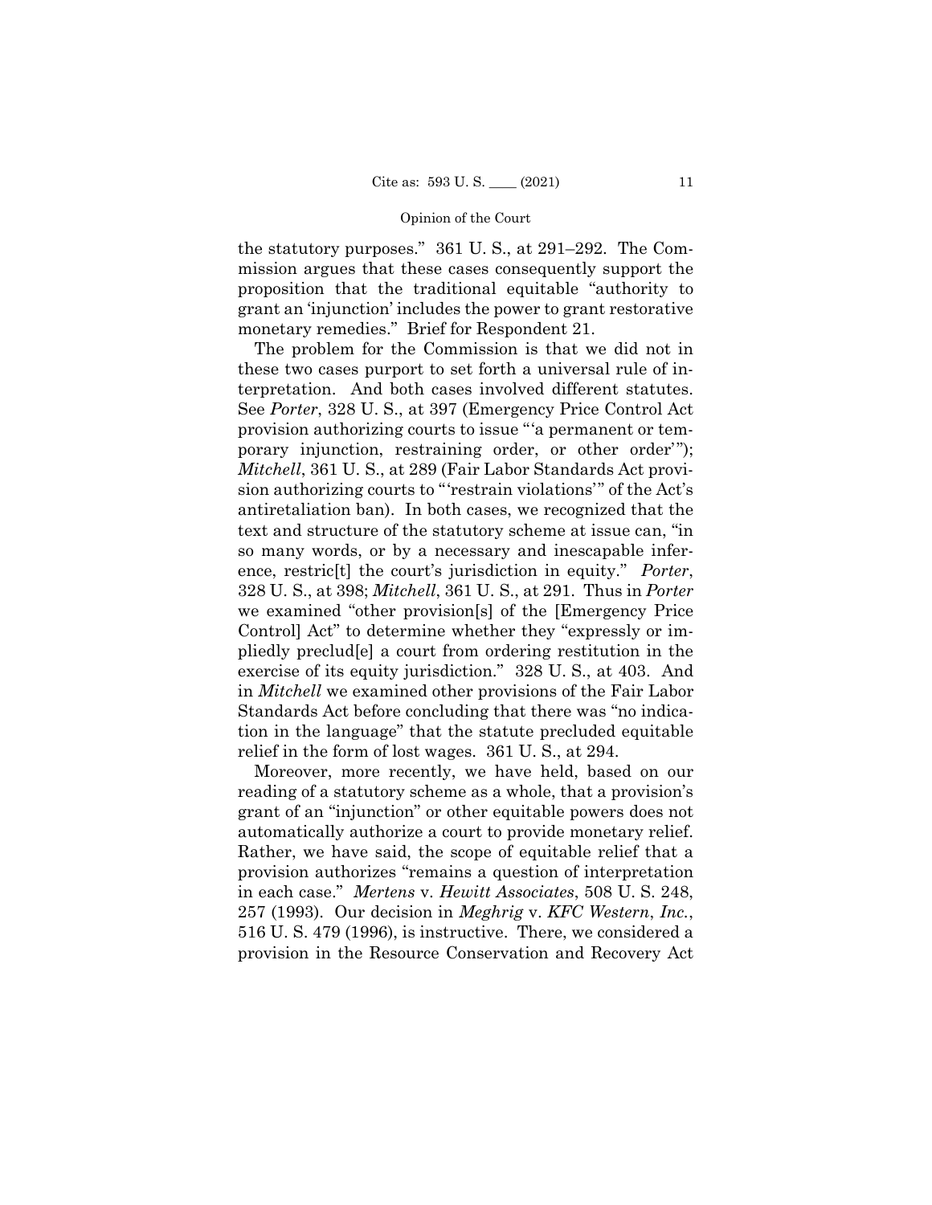the statutory purposes." 361 U. S., at 291–292. The Commission argues that these cases consequently support the proposition that the traditional equitable "authority to grant an 'injunction' includes the power to grant restorative monetary remedies." Brief for Respondent 21.

The problem for the Commission is that we did not in these two cases purport to set forth a universal rule of interpretation. And both cases involved different statutes. See *Porter*, 328 U. S., at 397 (Emergency Price Control Act provision authorizing courts to issue "'a permanent or temporary injunction, restraining order, or other order'"); *Mitchell*, 361 U. S., at 289 (Fair Labor Standards Act provision authorizing courts to "'restrain violations'" of the Act's antiretaliation ban). In both cases, we recognized that the text and structure of the statutory scheme at issue can, "in so many words, or by a necessary and inescapable inference, restric[t] the court's jurisdiction in equity." *Porter*, 328 U. S., at 398; *Mitchell*, 361 U. S., at 291. Thus in *Porter* we examined "other provision[s] of the [Emergency Price Control] Act" to determine whether they "expressly or impliedly preclud[e] a court from ordering restitution in the exercise of its equity jurisdiction." 328 U. S., at 403. And in *Mitchell* we examined other provisions of the Fair Labor Standards Act before concluding that there was "no indication in the language" that the statute precluded equitable relief in the form of lost wages. 361 U. S., at 294.

Moreover, more recently, we have held, based on our reading of a statutory scheme as a whole, that a provision's grant of an "injunction" or other equitable powers does not automatically authorize a court to provide monetary relief. Rather, we have said, the scope of equitable relief that a provision authorizes "remains a question of interpretation in each case." *Mertens* v. *Hewitt Associates*, 508 U. S. 248, 257 (1993). Our decision in *Meghrig* v. *KFC Western*, *Inc.*, 516 U. S. 479 (1996), is instructive. There, we considered a provision in the Resource Conservation and Recovery Act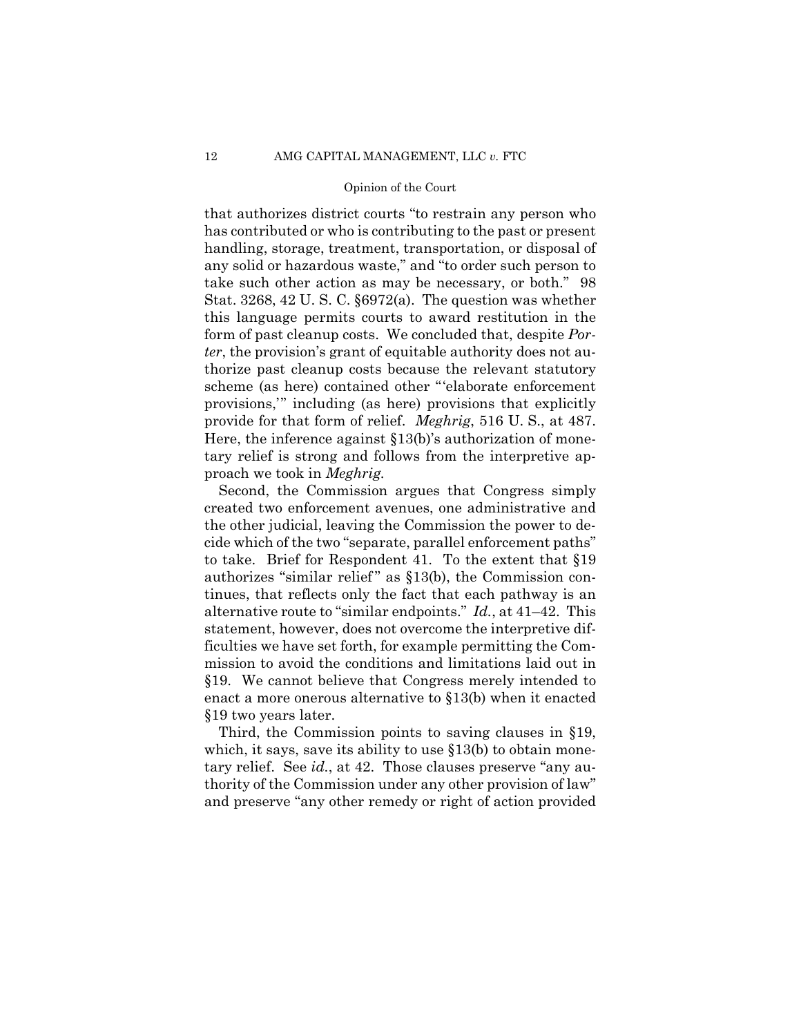that authorizes district courts "to restrain any person who has contributed or who is contributing to the past or present handling, storage, treatment, transportation, or disposal of any solid or hazardous waste," and "to order such person to take such other action as may be necessary, or both." 98 Stat. 3268, 42 U. S. C. §6972(a). The question was whether this language permits courts to award restitution in the form of past cleanup costs. We concluded that, despite *Porter*, the provision's grant of equitable authority does not authorize past cleanup costs because the relevant statutory scheme (as here) contained other "'elaborate enforcement provisions,'" including (as here) provisions that explicitly provide for that form of relief. *Meghrig*, 516 U. S., at 487. Here, the inference against §13(b)'s authorization of monetary relief is strong and follows from the interpretive approach we took in *Meghrig.*

Second, the Commission argues that Congress simply created two enforcement avenues, one administrative and the other judicial, leaving the Commission the power to decide which of the two "separate, parallel enforcement paths" to take. Brief for Respondent 41. To the extent that §19 authorizes "similar relief" as §13(b), the Commission continues, that reflects only the fact that each pathway is an alternative route to "similar endpoints." *Id.*, at 41–42. This statement, however, does not overcome the interpretive difficulties we have set forth, for example permitting the Commission to avoid the conditions and limitations laid out in §19. We cannot believe that Congress merely intended to enact a more onerous alternative to §13(b) when it enacted §19 two years later.

Third, the Commission points to saving clauses in §19, which, it says, save its ability to use §13(b) to obtain monetary relief. See *id.*, at 42. Those clauses preserve "any authority of the Commission under any other provision of law" and preserve "any other remedy or right of action provided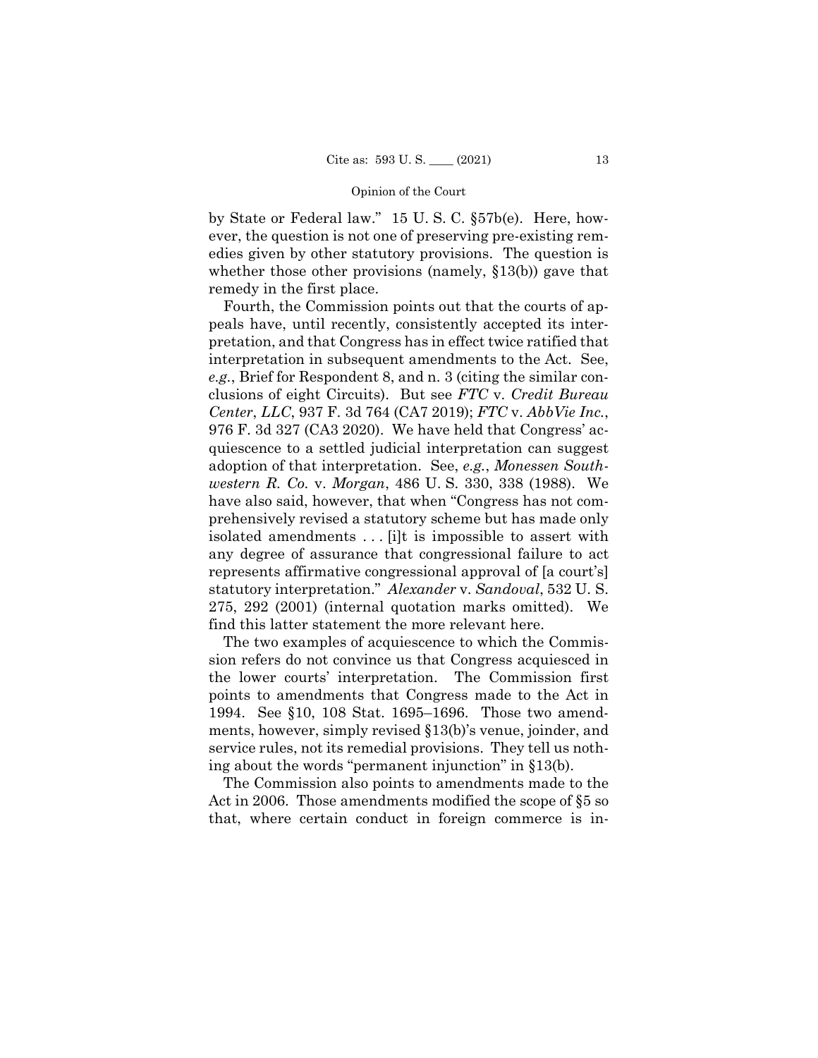by State or Federal law." 15 U. S. C. §57b(e). Here, however, the question is not one of preserving pre-existing remedies given by other statutory provisions. The question is whether those other provisions (namely, §13(b)) gave that remedy in the first place.

Fourth, the Commission points out that the courts of appeals have, until recently, consistently accepted its interpretation, and that Congress has in effect twice ratified that interpretation in subsequent amendments to the Act. See, *e.g.*, Brief for Respondent 8, and n. 3 (citing the similar conclusions of eight Circuits). But see *FTC* v. *Credit Bureau Center*, *LLC*, 937 F. 3d 764 (CA7 2019); *FTC* v. *AbbVie Inc.*, 976 F. 3d 327 (CA3 2020). We have held that Congress' acquiescence to a settled judicial interpretation can suggest adoption of that interpretation. See, *e.g.*, *Monessen Southwestern R. Co.* v. *Morgan*, 486 U. S. 330, 338 (1988). We have also said, however, that when "Congress has not comprehensively revised a statutory scheme but has made only isolated amendments . . . [i]t is impossible to assert with any degree of assurance that congressional failure to act represents affirmative congressional approval of [a court's] statutory interpretation." *Alexander* v. *Sandoval*, 532 U. S. 275, 292 (2001) (internal quotation marks omitted). We find this latter statement the more relevant here.

The two examples of acquiescence to which the Commission refers do not convince us that Congress acquiesced in the lower courts' interpretation. The Commission first points to amendments that Congress made to the Act in 1994. See §10, 108 Stat. 1695–1696. Those two amendments, however, simply revised §13(b)'s venue, joinder, and service rules, not its remedial provisions. They tell us nothing about the words "permanent injunction" in §13(b).

The Commission also points to amendments made to the Act in 2006. Those amendments modified the scope of §5 so that, where certain conduct in foreign commerce is in-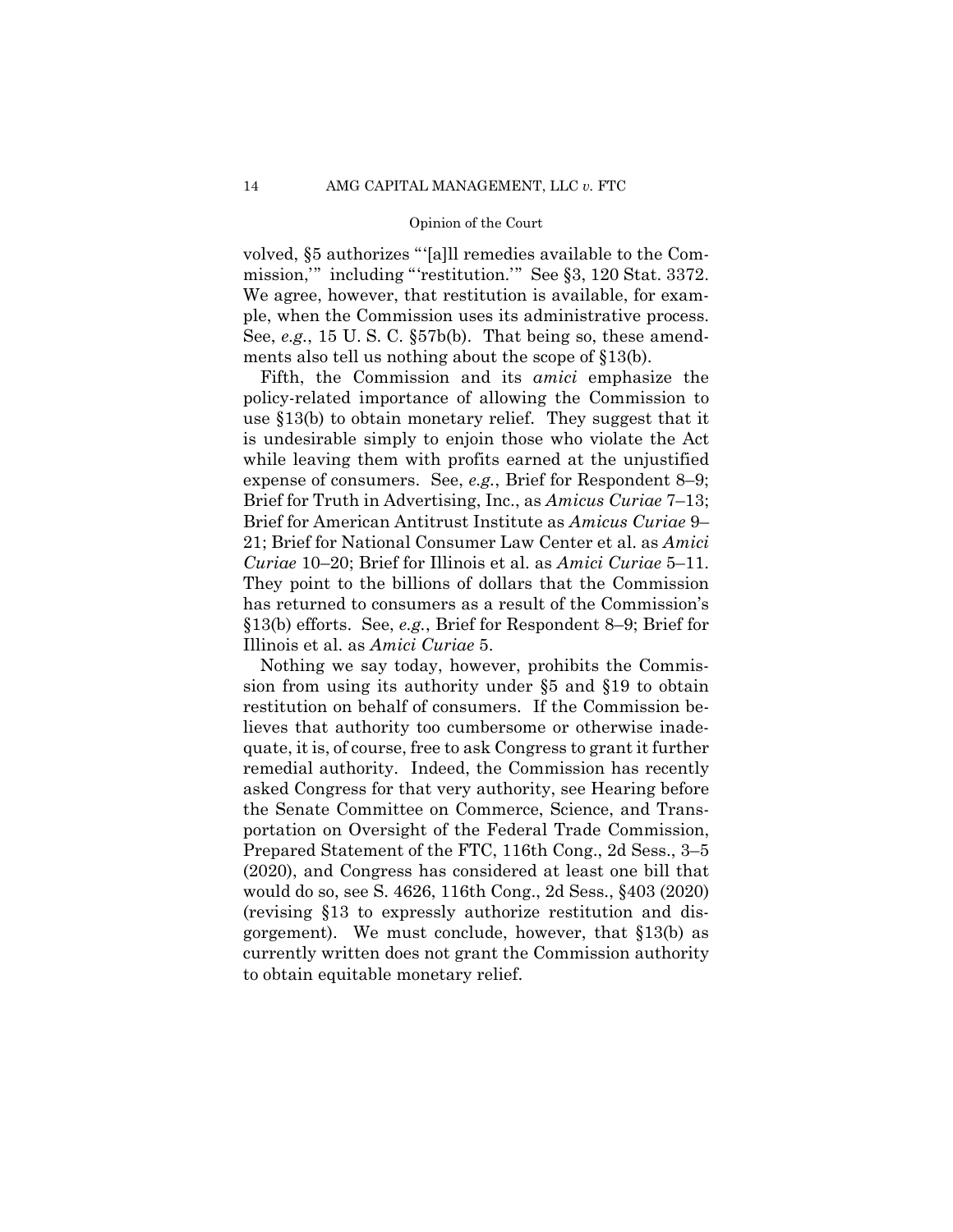volved, §5 authorizes "'[a]ll remedies available to the Commission,'" including "'restitution.'" See §3, 120 Stat. 3372. We agree, however, that restitution is available, for example, when the Commission uses its administrative process. See, *e.g.*, 15 U. S. C. §57b(b). That being so, these amendments also tell us nothing about the scope of §13(b).

Fifth, the Commission and its *amici* emphasize the policy-related importance of allowing the Commission to use §13(b) to obtain monetary relief. They suggest that it is undesirable simply to enjoin those who violate the Act while leaving them with profits earned at the unjustified expense of consumers. See, *e.g.*, Brief for Respondent 8–9; Brief for Truth in Advertising, Inc., as *Amicus Curiae* 7–13; Brief for American Antitrust Institute as *Amicus Curiae* 9–21; Brief for National Consumer Law Center et al. as *Amici Curiae* 10–20; Brief for Illinois et al. as *Amici Curiae* 5–11. They point to the billions of dollars that the Commission has returned to consumers as a result of the Commission's §13(b) efforts. See, *e.g.*, Brief for Respondent 8–9; Brief for Illinois et al. as *Amici Curiae* 5.

Nothing we say today, however, prohibits the Commission from using its authority under §5 and §19 to obtain restitution on behalf of consumers. If the Commission believes that authority too cumbersome or otherwise inadequate, it is, of course, free to ask Congress to grant it further remedial authority. Indeed, the Commission has recently asked Congress for that very authority, see Hearing before the Senate Committee on Commerce, Science, and Transportation on Oversight of the Federal Trade Commission, Prepared Statement of the FTC, 116th Cong., 2d Sess., 3–5 (2020), and Congress has considered at least one bill that would do so, see S. 4626, 116th Cong., 2d Sess., §403 (2020) (revising §13 to expressly authorize restitution and disgorgement). We must conclude, however, that §13(b) as currently written does not grant the Commission authority to obtain equitable monetary relief.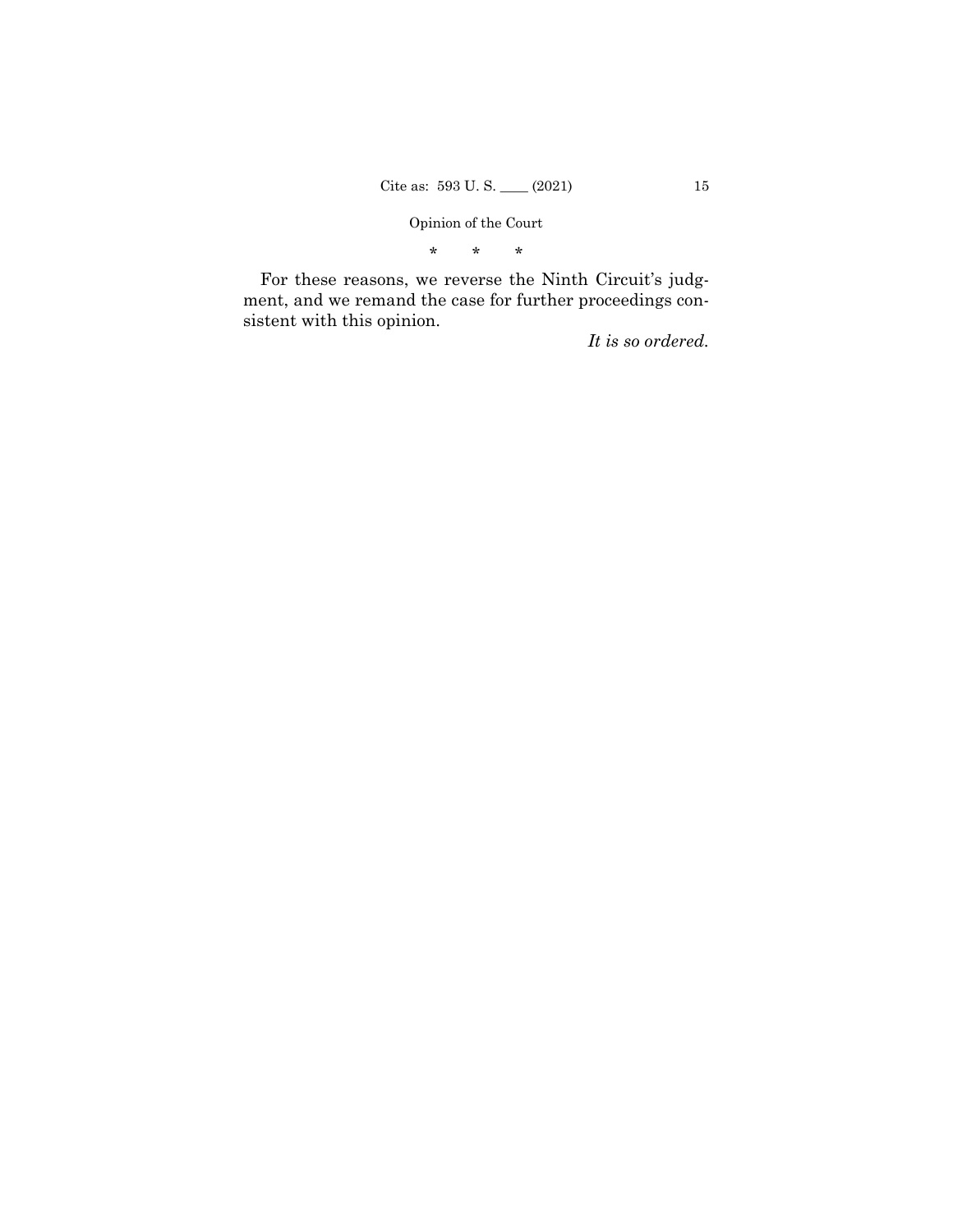\*   \*   \*

For these reasons, we reverse the Ninth Circuit's judgment, and we remand the case for further proceedings consistent with this opinion.

*It is so ordered.*

*   *   *

For these reasons, we reverse the Ninth Circuit's judgment, and we remand the case for further proceedings consistent with this opinion.

*It is so ordered.*